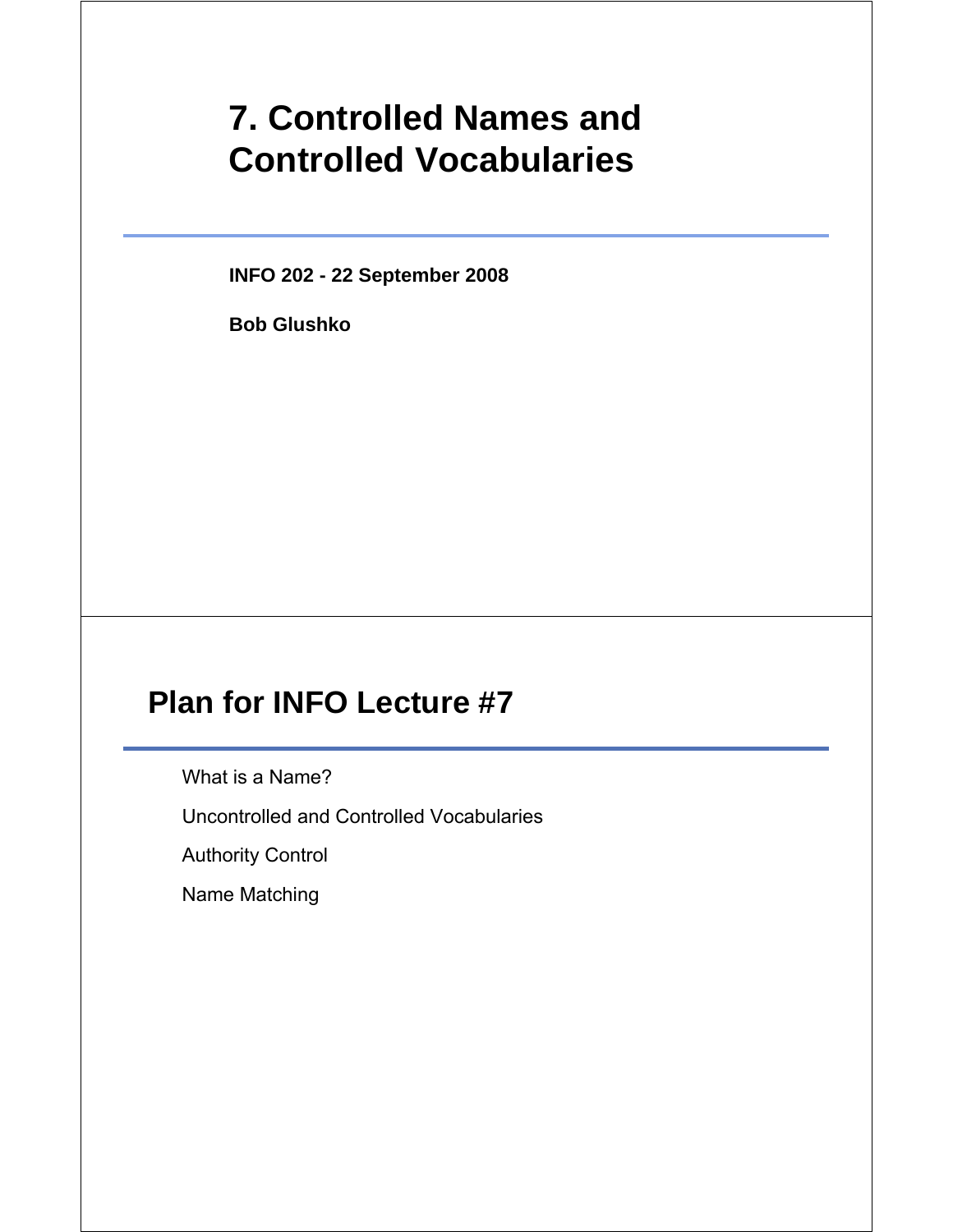# 7. Controlled Names and Controlled Vocabularies

**INFO 202 - 22 September 2008**

**Bob Glushko**

## Plan for INFO Lecture #7

What is a Name?

Uncontrolled and Controlled Vocabularies

Authority Control

Name Matching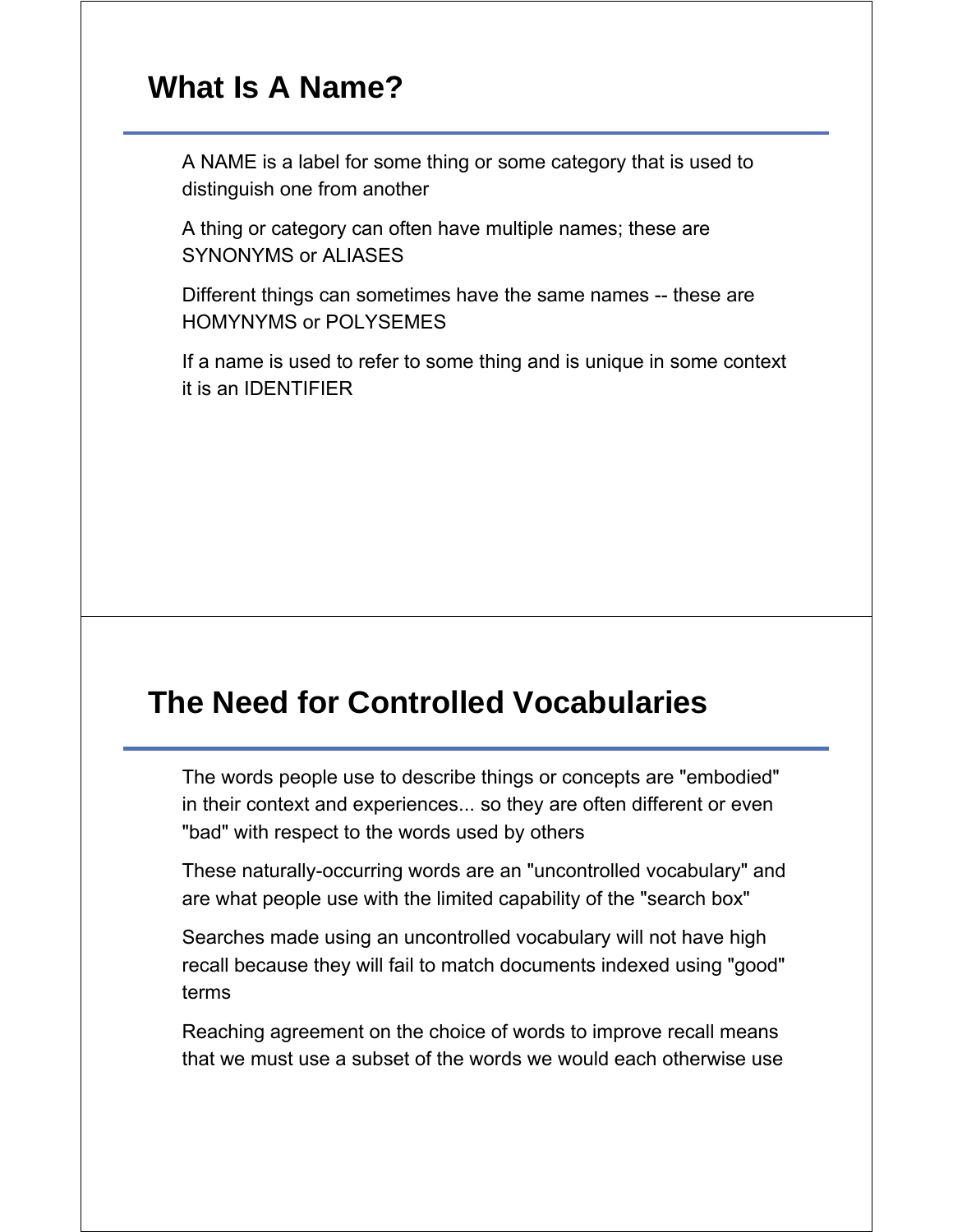## What Is A Name?

A NAME is a label for some thing or some category that is used to distinguish one from another

A thing or category can often have multiple names; these are SYNONYMS or ALIASES

Different things can sometimes have the same names -- these are HOMYNYMS or POLYSEMES

If a name is used to refer to some thing and is unique in some context it is an IDENTIFIER

## The Need for Controlled Vocabularies

The words people use to describe things or concepts are "embodied" in their context and experiences... so they are often different or even "bad" with respect to the words used by others

These naturally-occurring words are an "uncontrolled vocabulary" and are what people use with the limited capability of the "search box"

Searches made using an uncontrolled vocabulary will not have high recall because they will fail to match documents indexed using "good" terms

Reaching agreement on the choice of words to improve recall means that we must use a subset of the words we would each otherwise use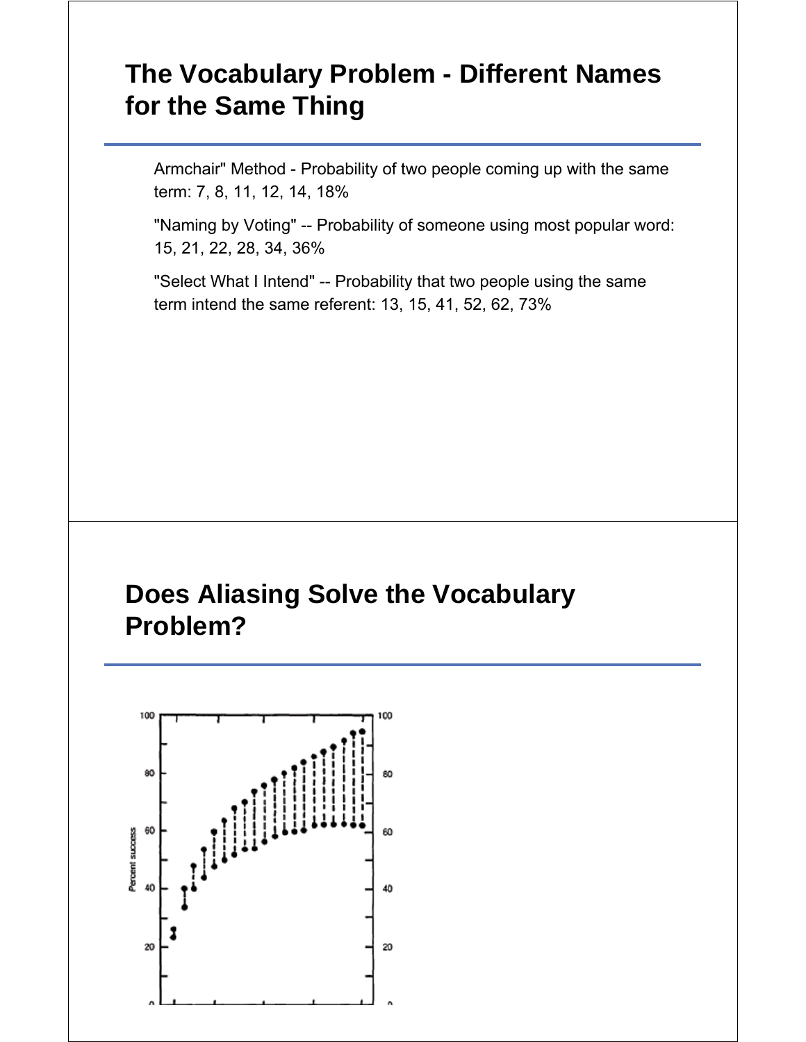# The Vocabulary Problem - Different Names for the Same Thing

Armchair" Method - Probability of two people coming up with the same term: 7, 8, 11, 12, 14, 18%

"Naming by Voting" -- Probability of someone using most popular word: 15, 21, 22, 28, 34, 36%

"Select What I Intend" -- Probability that two people using the same term intend the same referent: 13, 15, 41, 52, 62, 73%

# Does Aliasing Solve the Vocabulary Problem?

Percent success

100
80
60
40
20
0

100
80
60
40
20
0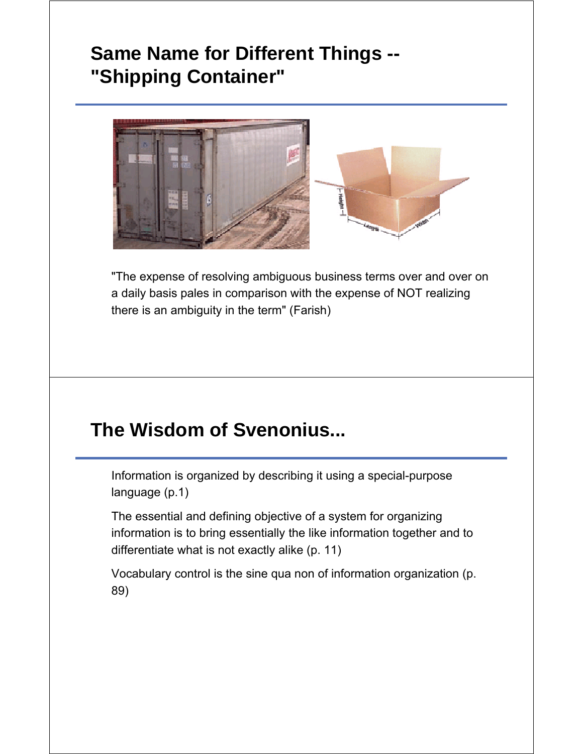## Same Name for Different Things -- "Shipping Container"

"The expense of resolving ambiguous business terms over and over on a daily basis pales in comparison with the expense of NOT realizing there is an ambiguity in the term" (Farish)

## The Wisdom of Svenonius...

Information is organized by describing it using a special-purpose language (p.1)

The essential and defining objective of a system for organizing information is to bring essentially the like information together and to differentiate what is not exactly alike (p. 11)

Vocabulary control is the sine qua non of information organization (p. 89)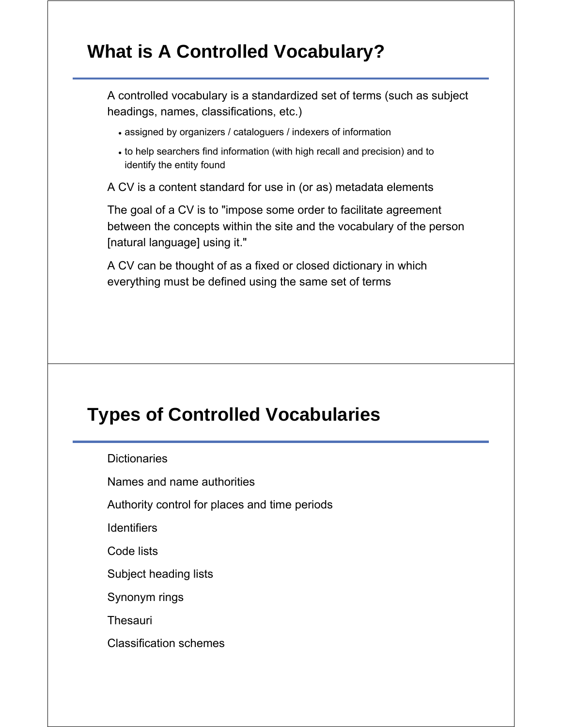## What is A Controlled Vocabulary?

A controlled vocabulary is a standardized set of terms (such as subject headings, names, classifications, etc.)

- assigned by organizers / cataloguers / indexers of information
- to help searchers find information (with high recall and precision) and to identify the entity found

A CV is a content standard for use in (or as) metadata elements

The goal of a CV is to "impose some order to facilitate agreement between the concepts within the site and the vocabulary of the person [natural language] using it."

A CV can be thought of as a fixed or closed dictionary in which everything must be defined using the same set of terms

## Types of Controlled Vocabularies

Dictionaries

Names and name authorities

Authority control for places and time periods

Identifiers

Code lists

Subject heading lists

Synonym rings

Thesauri

Classification schemes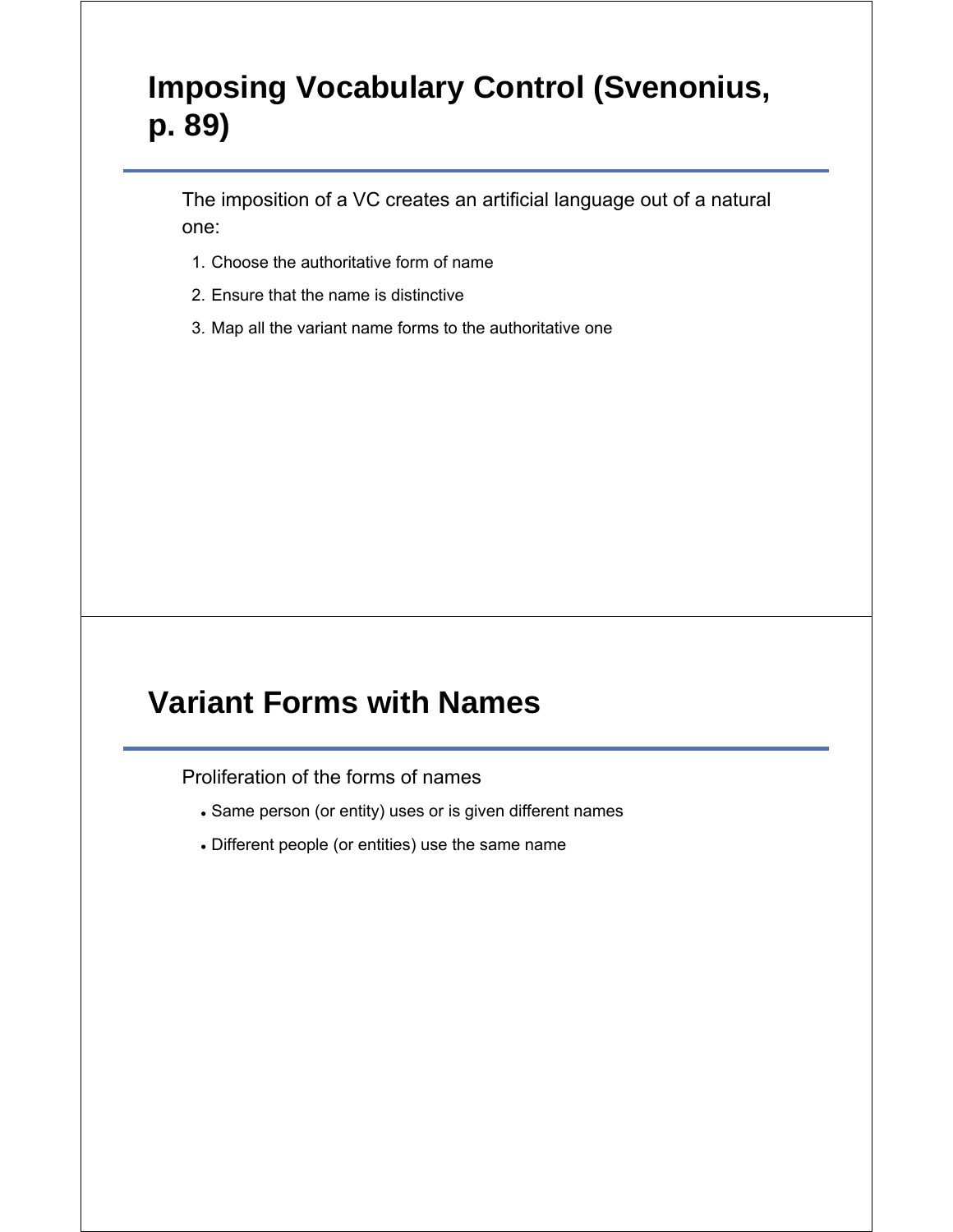## Imposing Vocabulary Control (Svenonius, p. 89)

The imposition of a VC creates an artificial language out of a natural one:

1. Choose the authoritative form of name
2. Ensure that the name is distinctive
3. Map all the variant name forms to the authoritative one

## Variant Forms with Names

Proliferation of the forms of names

- Same person (or entity) uses or is given different names
- Different people (or entities) use the same name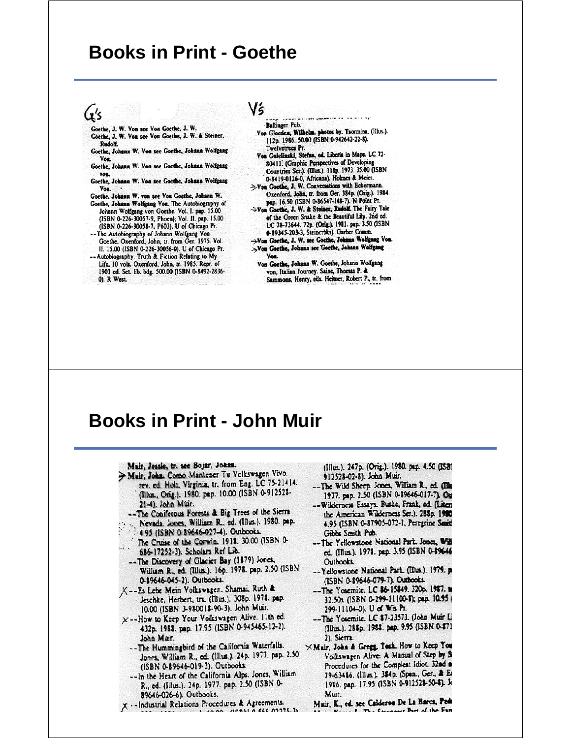## Books in Print - Goethe

G's

Goethe, J. W. Von see Von Goethe, J. W.
Goethe, J. W. Von see Von Goethe, J. W. & Steiner, Rudolf.
Goethe, Johann W. Von see Goethe, Johann Wolfgang Von.
Goethe, Johann W. Von see Goethe, Johann Wolfgang von.
Goethe, Johann W. Von see Goethe, Johann Wolfgang Von.
Goethe, Johann W. von see Von Goethe, Johann W.
Goethe, Johann Wolfgang Von. The Autobiography of Johann Wolfgang von Goethe. Vol. I. pap. 15.00 (ISBN 0-226-30057-9, Phoen); Vol. II. pap. 15.00 (ISBN 0-226-30058-7, P603). U of Chicago Pr.
--The Autobiography of Johann Wolfgang Von Goethe. Oxenford, John, tr. from Ger. 1975. Vol. II. 15.00 (ISBN 0-226-30056-0). U of Chicago Pr.
--Autobiography: Truth & Fiction Relating to My Life. 10 vols. Oxenford, John, tr. 1985. Repr. of 1901 ed. Set. lib. bdg. 500.00 (ISBN 0-8492-2836-0). R West.

V's

Baltinger Pub.
Von Gloeden, Wilhelm, photos by. Taormina. (Illus.). 112p. 1986. 50.00 (ISBN 0-942642-22-8). Twelvetrees Pr.
Von Gnielinski, Stefan, ed. Liberia in Maps. LC 72-80411. (Graphic Perspectives of Developing Countries Ser.). (Illus.). 111p. 1973. 35.00 (ISBN 0-8419-0126-0, Africana). Holmes & Meier.
Von Goethe, J. W. Conversations with Eckermann. Oxenford, John, tr. from Ger. 384p. (Orig.). 1984. pap. 16.50 (ISBN 0-86547-148-7). N Point Pr.
Von Goethe, J. W. & Steiner, Rudolf. The Fairy Tale of the Green Snake & the Beautiful Lily. 2nd ed. LC 78-73644. 72p. (Orig.). 1981. pap. 3.50 (ISBN 0-89345-203-3, Steinerbks). Garber Comm.
Von Goethe, J. W. see Goethe, Johann Wolfgang Von.
Von Goethe, Johann see Goethe, Johann Wolfgang Von.
Von Goethe, Johann W. Goethe, Johann Wolfgang von, Italian Journey. Saine, Thomas P. & Sammons, Henry, eds. Heitner, Robert P., tr. from

## Books in Print - John Muir

Muir, Jessie, tr. see Bojar, Johan.
Muir, John. Como Mantener Tu Volkswagen Vivo. rev. ed. Holt, Virginia, tr. from Eng. LC 75-21414. (Illus., Orig.). 1980. pap. 10.00 (ISBN 0-912528-21-4). John Muir.
--The Coniferous Forests & Big Trees of the Sierra Nevada. Jones, William R., ed. (Illus.). 1980. pap. 4.95 (ISBN 0-89646-027-4). Outbooks.
--The Cruise of the Corwin. 1918. 30.00 (ISBN 0-686-17252-3). Scholars Ref Lib.
--The Discovery of Glacier Bay (1879) Jones, William R., ed. (Illus.). 16p. 1978. pap. 2.50 (ISBN 0-89646-045-2). Outbooks.
--Es Lebe Mein Volkswagen. Shamai, Ruth & Jeschke, Herbert, trs. (Illus.). 308p. 1978. pap. 10.00 (ISBN 3-980018-90-3). John Muir.
--How to Keep Your Volkswagen Alive. 11th ed. 432p. 1988. pap. 17.95 (ISBN 0-945465-12-2). John Muir.
--The Hummingbird of the California Waterfalls. Jones, William R., ed. (Illus.). 24p. 1977. pap. 2.50 (ISBN 0-89646-019-3). Outbooks.
--In the Heart of the California Alps. Jones, William R., ed. (Illus.). 24p. 1977. pap. 2.50 (ISBN 0-89646-026-6). Outbooks.
--Industrial Relations Procedures & Agreements.

(Illus.). 247p. (Orig.). 1980. pap. 4.50 (ISB 912528-02-8). John Muir.
--The Wild Sheep. Jones, William R., ed. (Illu 1977. pap. 2.50 (ISBN 0-89646-017-7). Ou
--Wilderness Essays. Buske, Frank, ed. (Liter the American Wilderness Ser.). 288p. 1980 4.95 (ISBN 0-87905-072-1, Peregrine Smit Gibbs Smith Pub.
--The Yellowstone National Park. Jones, Wil ed. (Illus.). 1978. pap. 3.95 (ISBN 0-89646 Outbooks.
--Yellowstone National Park. (Illus.). 1979. p (ISBN 0-89646-079-7). Outbooks.
--The Yosemite. LC 86-15849. 320p. 1987. 32.50x (ISBN 0-299-11100-8); pap. 10.95 ( 299-11104-0). U of Wis Pr.
--The Yosemite. LC 87-23573. (John Muir L (Illus.). 288p. 1988. pap. 9.95 (ISBN 0-871 2). Sierra.
Muir, John & Gregg, Tosh. How to Keep You Volkswagen Alive: A Manual of Step by S Procedures for the Compleat Idiot. 32nd e 79-63486. (Illus.). 384p. (Span., Ger., & E 1986. pap. 17.95 (ISBN 0-912528-50-8). J Muir.
Muir, K., ed. see Calderon De La Barca, Ped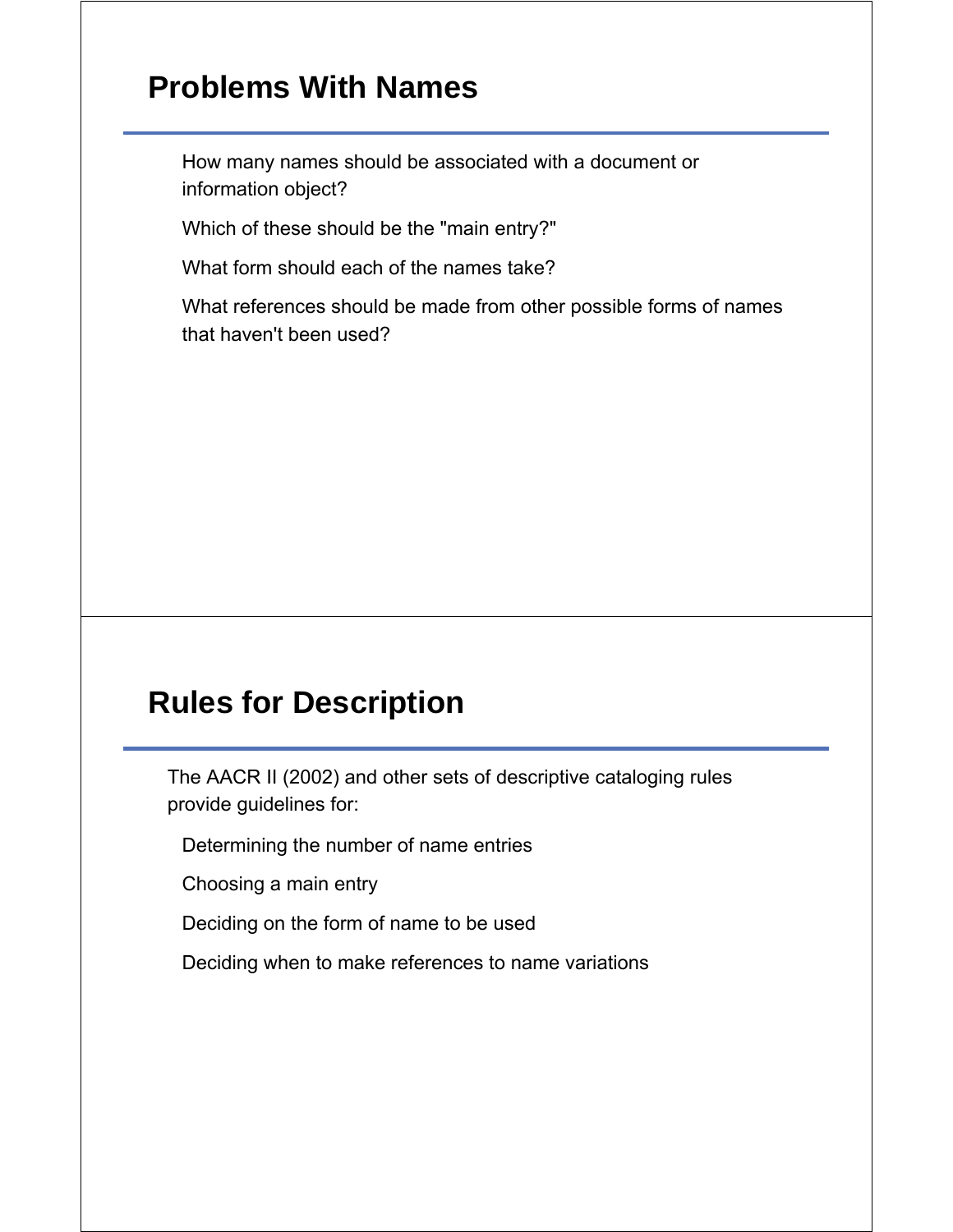# Problems With Names

- How many names should be associated with a document or information object?
- Which of these should be the "main entry?"
- What form should each of the names take?
- What references should be made from other possible forms of names that haven't been used?

# Rules for Description

The AACR II (2002) and other sets of descriptive cataloging rules provide guidelines for:

- Determining the number of name entries
- Choosing a main entry
- Deciding on the form of name to be used
- Deciding when to make references to name variations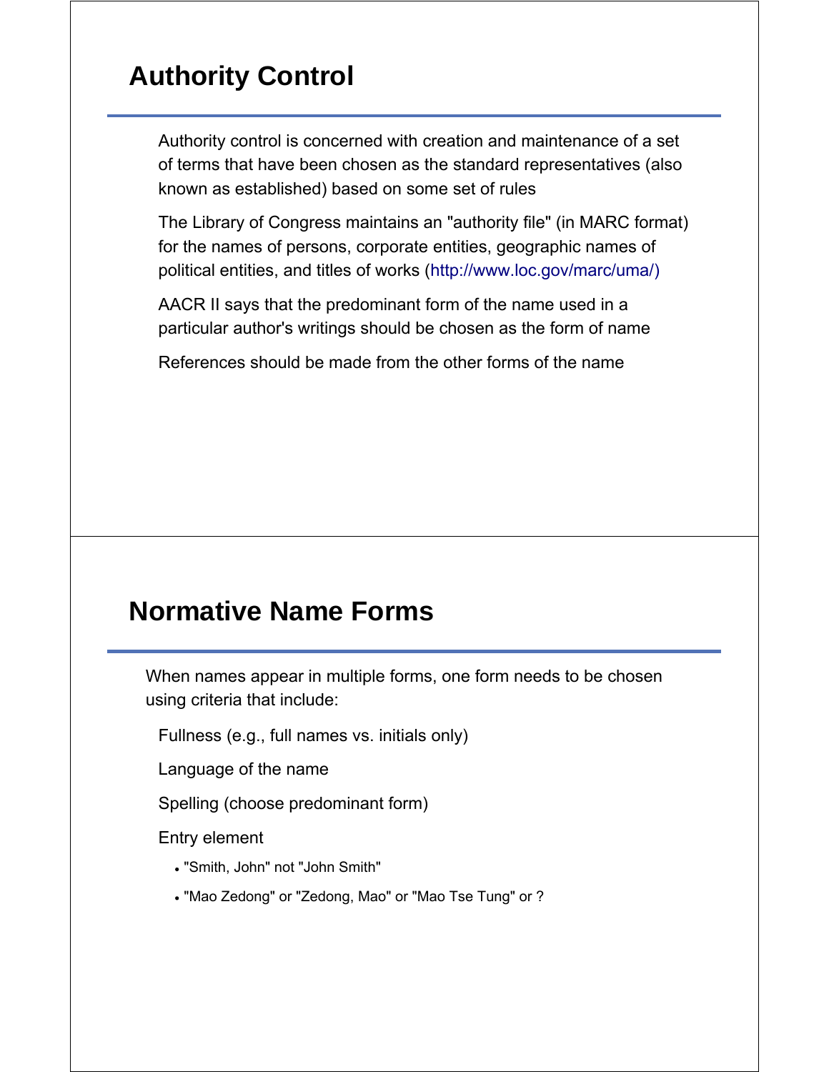# Authority Control

Authority control is concerned with creation and maintenance of a set of terms that have been chosen as the standard representatives (also known as established) based on some set of rules

The Library of Congress maintains an "authority file" (in MARC format) for the names of persons, corporate entities, geographic names of political entities, and titles of works (http://www.loc.gov/marc/uma/)

AACR II says that the predominant form of the name used in a particular author's writings should be chosen as the form of name

References should be made from the other forms of the name

# Normative Name Forms

When names appear in multiple forms, one form needs to be chosen using criteria that include:

Fullness (e.g., full names vs. initials only)

Language of the name

Spelling (choose predominant form)

Entry element

- "Smith, John" not "John Smith"
- "Mao Zedong" or "Zedong, Mao" or "Mao Tse Tung" or ?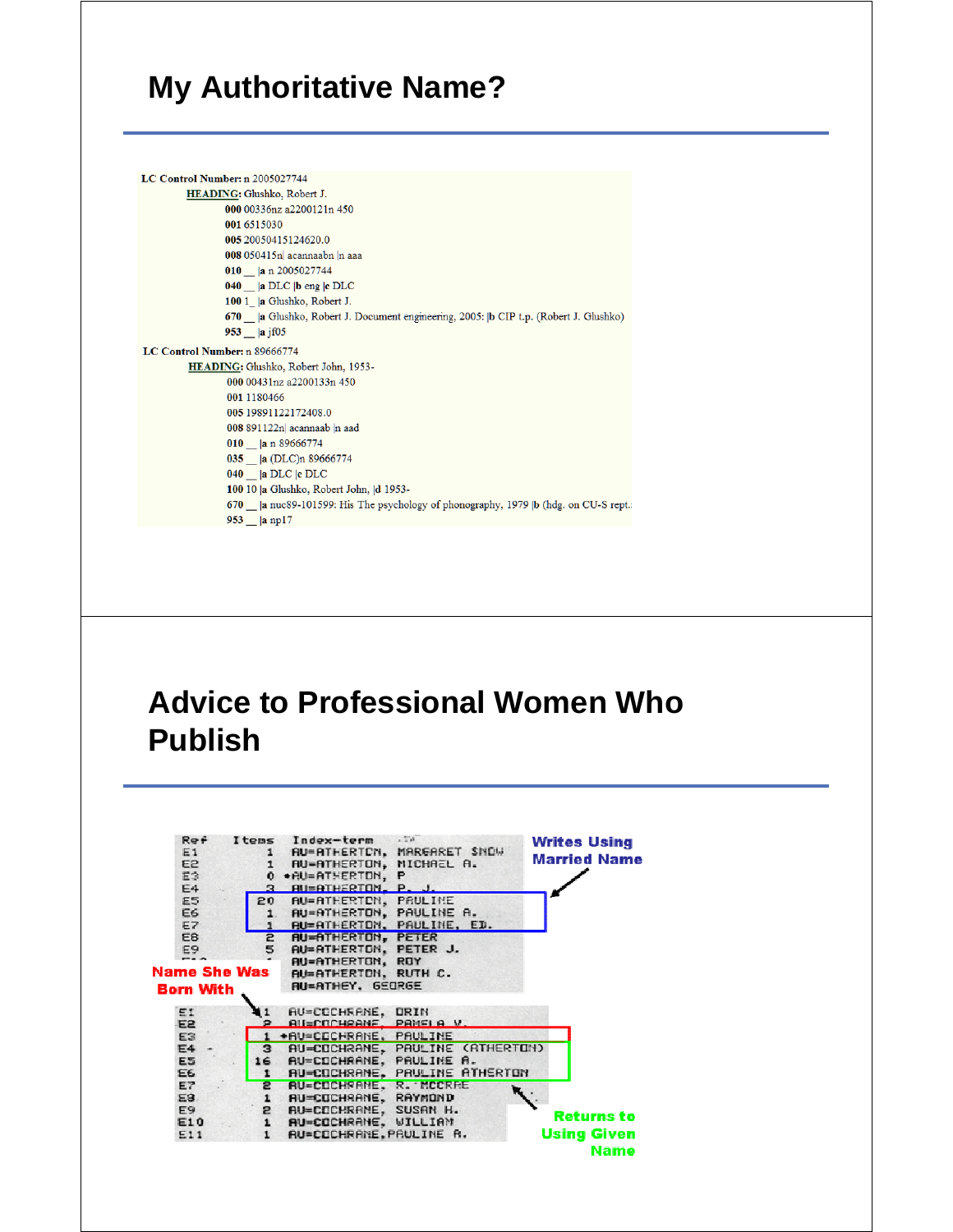# My Authoritative Name?

LC Control Number: n 2005027744
HEADING: Glushko, Robert J.
000 00336nz a2200121n 450
001 6515030
005 20050415124620.0
008 050415n| acannaabn |n aaa
010 __ |a n 2005027744
040 __ |a DLC |b eng |c DLC
100 1_ |a Glushko, Robert J.
670 __ |a Glushko, Robert J. Document engineering, 2005: |b CIP t.p. (Robert J. Glushko)
953 __ |a jf05

LC Control Number: n 89666774
HEADING: Glushko, Robert John, 1953-
000 00431nz a2200133n 450
001 1180466
005 19891122172408.0
008 891122n| acannaab |n aad
010 __ |a n 89666774
035 __ |a (DLC)n 89666774
040 __ |a DLC |c DLC
100 10 |a Glushko, Robert John, |d 1953-
670 __ |a nuc89-101599: His The psychology of phonography, 1979 |b (hdg. on CU-S rept.:
953 __ |a np17

# Advice to Professional Women Who Publish

| Ref | Items | Index-term |
|---|---|---|
| E1 | 1 | AU=ATHERTON, MARGARET SNOW |
| E2 | 1 | AU=ATHERTON, MICHAEL A. |
| E3 | 0 | *AU=ATHERTON, P |
| E4 | 3 | AU=ATHERTON, P. J. |
| E5 | 20 | AU=ATHERTON, PAULINE |
| E6 | 1 | AU=ATHERTON, PAULINE A. |
| E7 | 1 | AU=ATHERTON, PAULINE, ED. |
| E8 | 2 | AU=ATHERTON, PETER |
| E9 | 5 | AU=ATHERTON, PETER J. |
| E10 | | AU=ATHERTON, ROY |
| | | AU=ATHERTON, RUTH C. |
| | | AU=ATHEY, GEORGE |

Writes Using Married Name

Name She Was Born With

| Ref | Items | Index-term |
|---|---|---|
| E1 | 1 | AU=COCHRANE, ORIN |
| E2 | 2 | AU=COCHRANE, PAMELA V. |
| E3 | 1 | *AU=COCHRANE, PAULINE |
| E4 | 3 | AU=COCHRANE, PAULINE (ATHERTON) |
| E5 | 16 | AU=COCHRANE, PAULINE A. |
| E6 | 1 | AU=COCHRANE, PAULINE ATHERTON |
| E7 | 2 | AU=COCHRANE, R. MCCRAE |
| E8 | 1 | AU=COCHRANE, RAYMOND |
| E9 | 2 | AU=COCHRANE, SUSAN H. |
| E10 | 1 | AU=COCHRANE, WILLIAM |
| E11 | 1 | AU=COCHRANE,PAULINE A. |

Returns to Using Given Name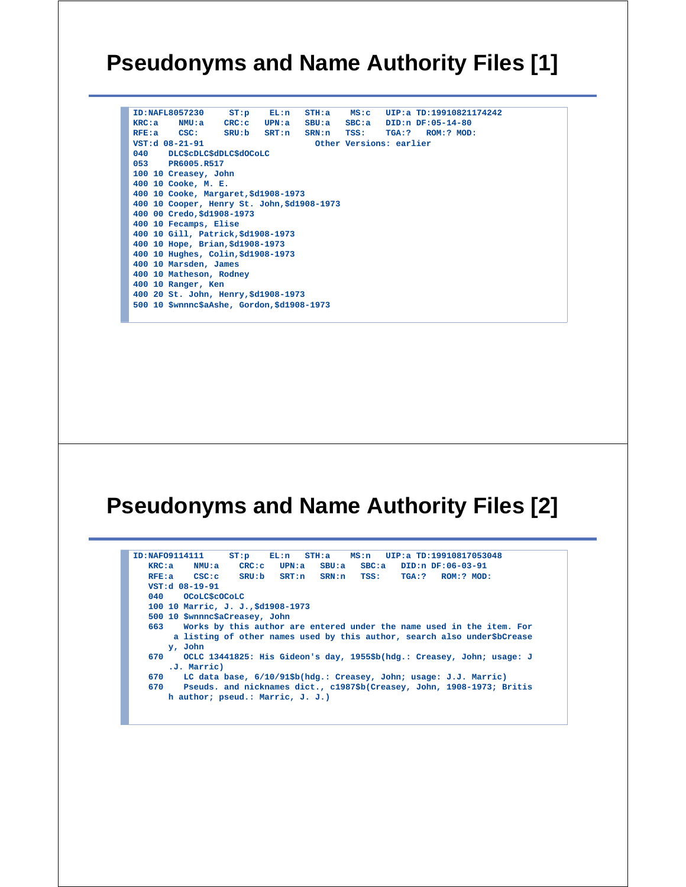# Pseudonyms and Name Authority Files [1]

```
ID:NAFL8057230     ST:p    EL:n   STH:a    MS:c   UIP:a TD:19910821174242
KRC:a    NMU:a    CRC:c   UPN:a   SBU:a   SBC:a   DID:n DF:05-14-80
RFE:a    CSC:     SRU:b   SRT:n   SRN:n   TSS:    TGA:?  ROM:? MOD:
VST:d 08-21-91                        Other Versions: earlier
040    DLC$cDLC$dDLC$dOCoLC
053    PR6005.R517
100 10 Creasey, John
400 10 Cooke, M. E.
400 10 Cooke, Margaret,$d1908-1973
400 10 Cooper, Henry St. John,$d1908-1973
400 00 Credo,$d1908-1973
400 10 Fecamps, Elise
400 10 Gill, Patrick,$d1908-1973
400 10 Hope, Brian,$d1908-1973
400 10 Hughes, Colin,$d1908-1973
400 10 Marsden, James
400 10 Matheson, Rodney
400 10 Ranger, Ken
400 20 St. John, Henry,$d1908-1973
500 10 $wnnnc$aAshe, Gordon,$d1908-1973
```

# Pseudonyms and Name Authority Files [2]

```
ID:NAFO9114111     ST:p    EL:n   STH:a    MS:n   UIP:a TD:19910817053048
   KRC:a    NMU:a    CRC:c   UPN:a   SBU:a   SBC:a   DID:n DF:06-03-91
   RFE:a    CSC:c    SRU:b   SRT:n   SRN:n   TSS:    TGA:?  ROM:? MOD:
   VST:d 08-19-91
   040    OCoLC$cOCoLC
   100 10 Marric, J. J.,$d1908-1973
   500 10 $wnnnc$aCreasey, John
   663    Works by this author are entered under the name used in the item. For
        a listing of other names used by this author, search also under$bCrease
       y, John
   670    OCLC 13441825: His Gideon's day, 1955$b(hdg.: Creasey, John; usage: J
       .J. Marric)
   670    LC data base, 6/10/91$b(hdg.: Creasey, John; usage: J.J. Marric)
   670    Pseuds. and nicknames dict., c1987$b(Creasey, John, 1908-1973; Britis
       h author; pseud.: Marric, J. J.)
```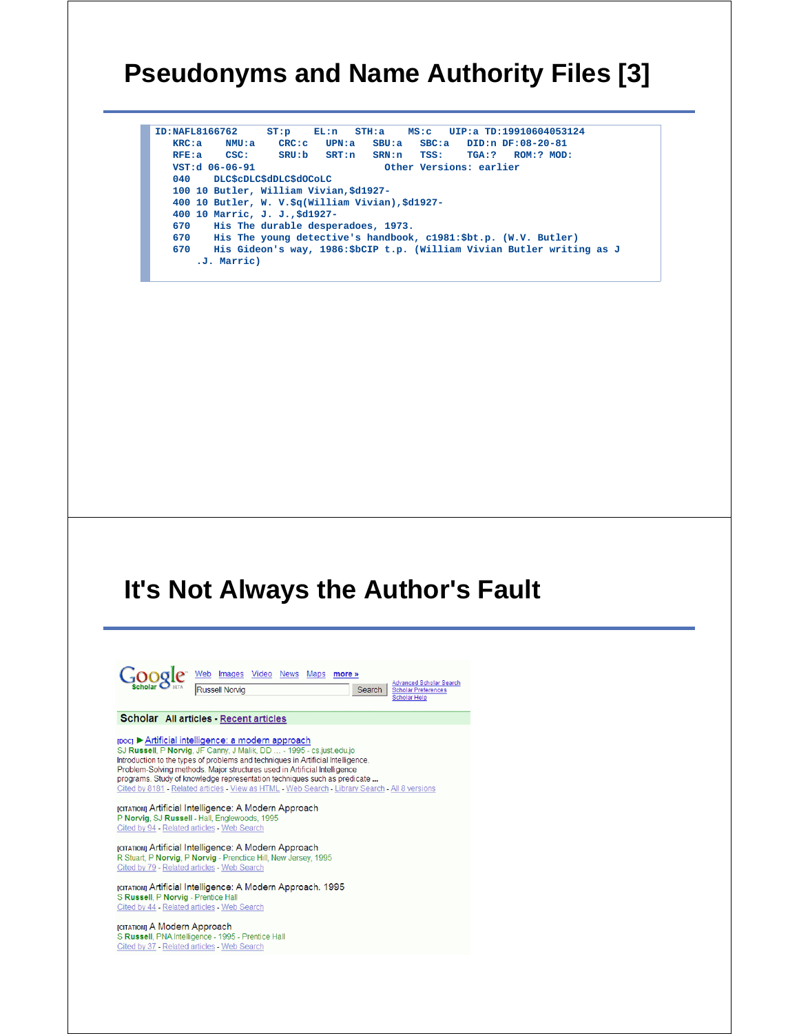# Pseudonyms and Name Authority Files [3]

```
ID:NAFL8166762     ST:p    EL:n    STH:a    MS:c    UIP:a TD:19910604053124
   KRC:a    NMU:a    CRC:c    UPN:a    SBU:a    SBC:a    DID:n DF:08-20-81
   RFE:a    CSC:     SRU:b    SRT:n    SRN:n    TSS:     TGA:?    ROM:? MOD:
   VST:d 06-06-91                          Other Versions: earlier
   040     DLC$cDLC$dDLC$dOCoLC
   100 10 Butler, William Vivian,$d1927-
   400 10 Butler, W. V.$q(William Vivian),$d1927-
   400 10 Marric, J. J.,$d1927-
   670     His The durable desperadoes, 1973.
   670     His The young detective's handbook, c1981:$bt.p. (W.V. Butler)
   670     His Gideon's way, 1986:$bCIP t.p. (William Vivian Butler writing as J
       .J. Marric)
```

# It's Not Always the Author's Fault

Google Scholar BETA — Web Images Video News Maps more »

Russell Norvig [Search] — Advanced Scholar Search, Scholar Preferences, Scholar Help

**Scholar** All articles - Recent articles

[DOC] ► Artificial intelligence: a modern approach
SJ **Russell**, P **Norvig**, JF Canny, J Malik, DD ... - 1995 - cs.just.edu.jo
Introduction to the types of problems and techniques in Artificial Intelligence. Problem-Solving methods. Major structures used in Artificial Intelligence programs. Study of knowledge representation techniques such as predicate ...
Cited by 8181 - Related articles - View as HTML - Web Search - Library Search - All 8 versions

[CITATION] Artificial Intelligence: A Modern Approach
P **Norvig**, SJ **Russell** - Hall, Englewoods, 1995
Cited by 94 - Related articles - Web Search

[CITATION] Artificial Intelligence: A Modern Approach
R Stuart, P **Norvig**, P **Norvig** - Prenctice Hill, New Jersey, 1995
Cited by 79 - Related articles - Web Search

[CITATION] Artificial Intelligence: A Modern Approach. 1995
S **Russell**, P **Norvig** - Prentice Hall
Cited by 44 - Related articles - Web Search

[CITATION] A Modern Approach
S **Russell**, PNA Intelligence - 1995 - Prentice Hall
Cited by 37 - Related articles - Web Search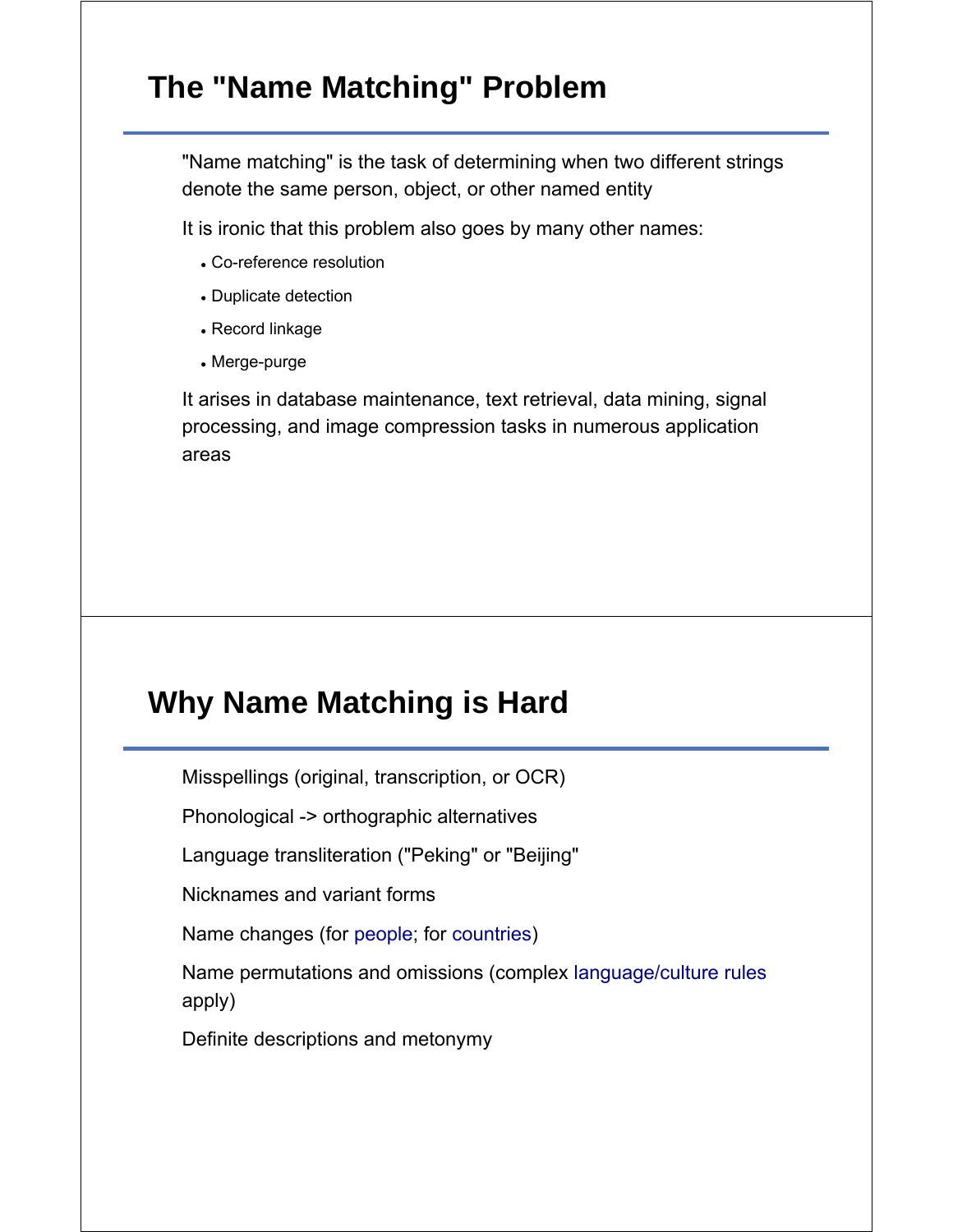## The "Name Matching" Problem

"Name matching" is the task of determining when two different strings denote the same person, object, or other named entity

It is ironic that this problem also goes by many other names:

- Co-reference resolution
- Duplicate detection
- Record linkage
- Merge-purge

It arises in database maintenance, text retrieval, data mining, signal processing, and image compression tasks in numerous application areas

## Why Name Matching is Hard

Misspellings (original, transcription, or OCR)

Phonological -> orthographic alternatives

Language transliteration ("Peking" or "Beijing"

Nicknames and variant forms

Name changes (for people; for countries)

Name permutations and omissions (complex language/culture rules apply)

Definite descriptions and metonymy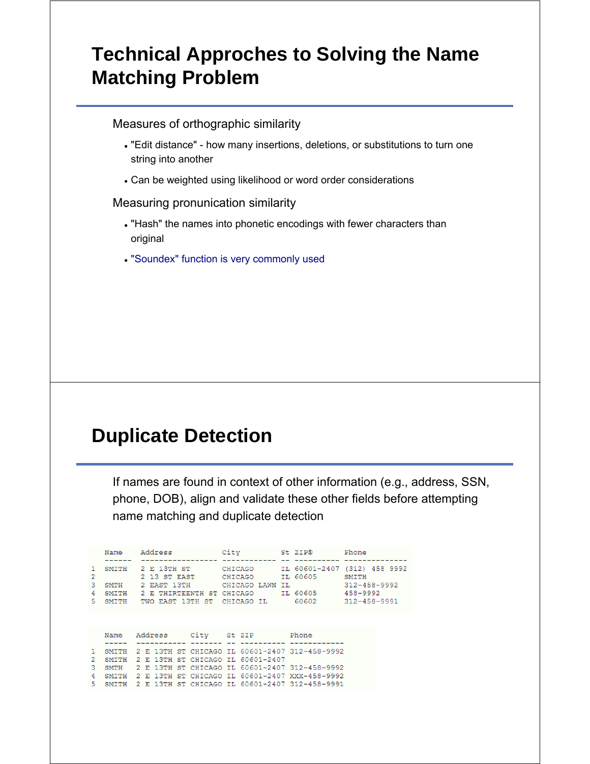# Technical Approches to Solving the Name Matching Problem

Measures of orthographic similarity

- "Edit distance" - how many insertions, deletions, or substitutions to turn one string into another
- Can be weighted using likelihood or word order considerations

Measuring pronunication similarity

- "Hash" the names into phonetic encodings with fewer characters than original
- "Soundex" function is very commonly used

# Duplicate Detection

If names are found in context of other information (e.g., address, SSN, phone, DOB), align and validate these other fields before attempting name matching and duplicate detection

| | Name | Address | City | St | ZIP® | Phone |
|---|---|---|---|---|---|---|
| 1 | SMITH | 2 E 13TH ST | CHICAGO | IL | 60601-2407 | (312) 458 9992 |
| 2 | | 2 13 ST EAST | CHICAGO | IL | 60605 | SMITH |
| 3 | SMTH | 2 EAST 13TH | CHICAGO LAWN | IL | | 312-458-9992 |
| 4 | SMITH | 2 E THIRTEENTH ST | CHICAGO | IL | 60605 | 458-9992 |
| 5 | SMITH | TWO EAST 13TH ST | CHICAGO IL | | 60602 | 312-458-9991 |

| | Name | Address | City | St | ZIP | Phone |
|---|---|---|---|---|---|---|
| 1 | SMITH | 2 E 13TH ST | CHICAGO | IL | 60601-2407 | 312-458-9992 |
| 2 | SMITH | 2 E 13TH ST | CHICAGO | IL | 60601-2407 | |
| 3 | SMTH | 2 E 13TH ST | CHICAGO | IL | 60601-2407 | 312-458-9992 |
| 4 | SMITH | 2 E 13TH ST | CHICAGO | IL | 60601-2407 | XXX-458-9992 |
| 5 | SMITH | 2 E 13TH ST | CHICAGO | IL | 60601-2407 | 312-458-9991 |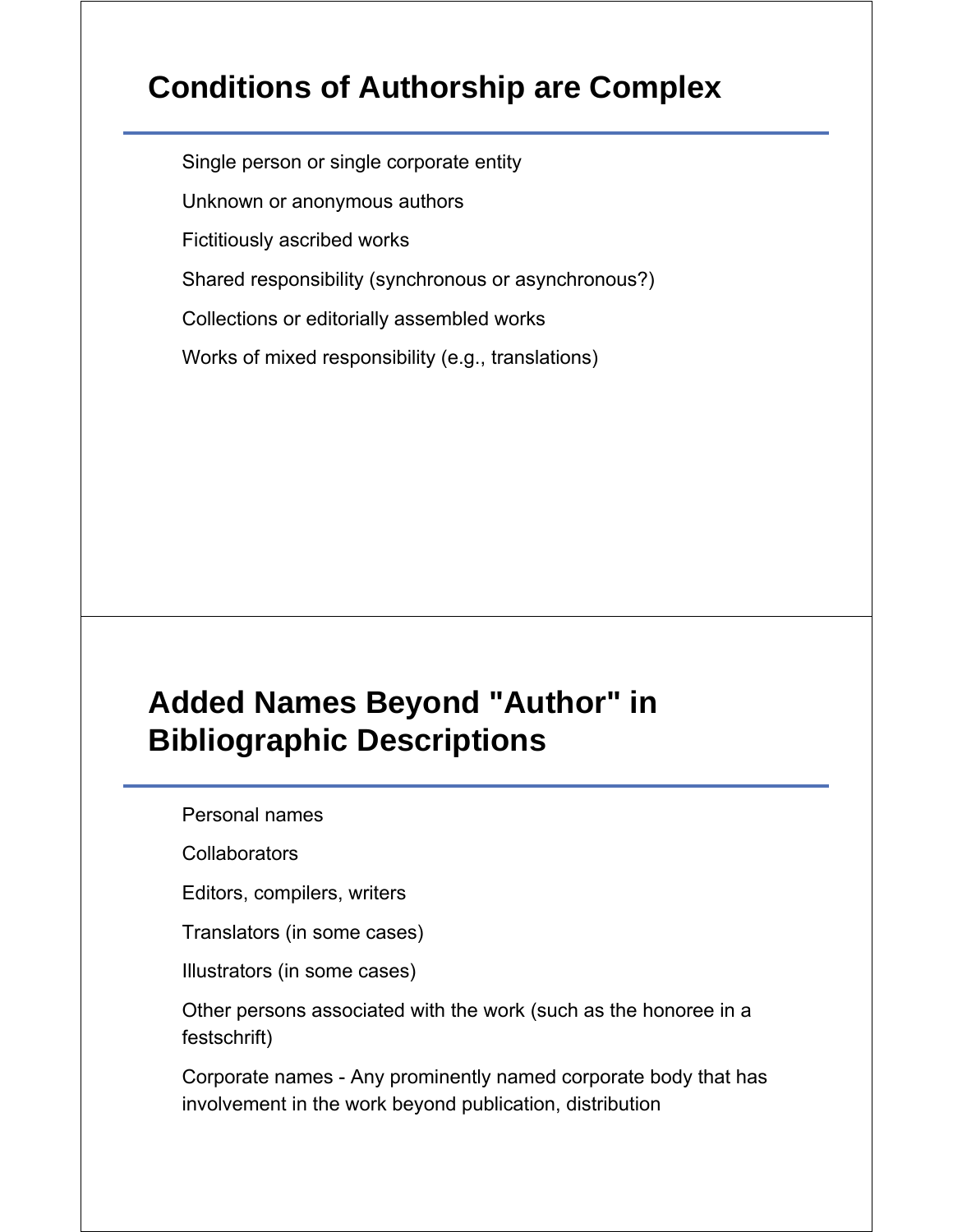## Conditions of Authorship are Complex

- Single person or single corporate entity
- Unknown or anonymous authors
- Fictitiously ascribed works
- Shared responsibility (synchronous or asynchronous?)
- Collections or editorially assembled works
- Works of mixed responsibility (e.g., translations)

## Added Names Beyond "Author" in Bibliographic Descriptions

- Personal names
- Collaborators
- Editors, compilers, writers
- Translators (in some cases)
- Illustrators (in some cases)
- Other persons associated with the work (such as the honoree in a festschrift)
- Corporate names - Any prominently named corporate body that has involvement in the work beyond publication, distribution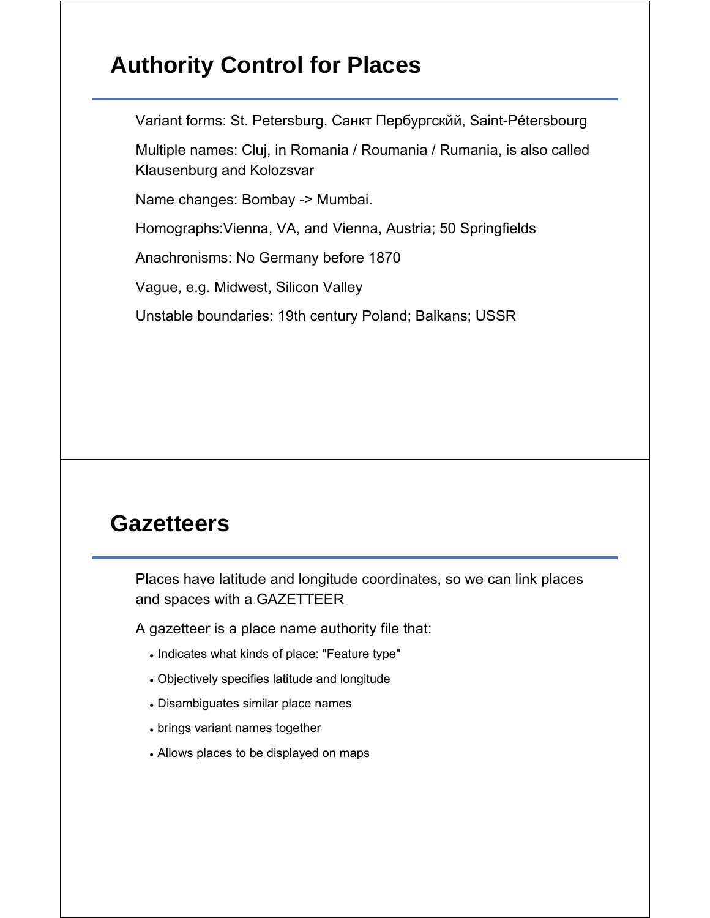## Authority Control for Places

Variant forms: St. Petersburg, Санкт Пербургскйй, Saint-Pétersbourg

Multiple names: Cluj, in Romania / Roumania / Rumania, is also called Klausenburg and Kolozsvar

Name changes: Bombay -> Mumbai.

Homographs:Vienna, VA, and Vienna, Austria; 50 Springfields

Anachronisms: No Germany before 1870

Vague, e.g. Midwest, Silicon Valley

Unstable boundaries: 19th century Poland; Balkans; USSR

## Gazetteers

Places have latitude and longitude coordinates, so we can link places and spaces with a GAZETTEER

A gazetteer is a place name authority file that:

- Indicates what kinds of place: "Feature type"
- Objectively specifies latitude and longitude
- Disambiguates similar place names
- brings variant names together
- Allows places to be displayed on maps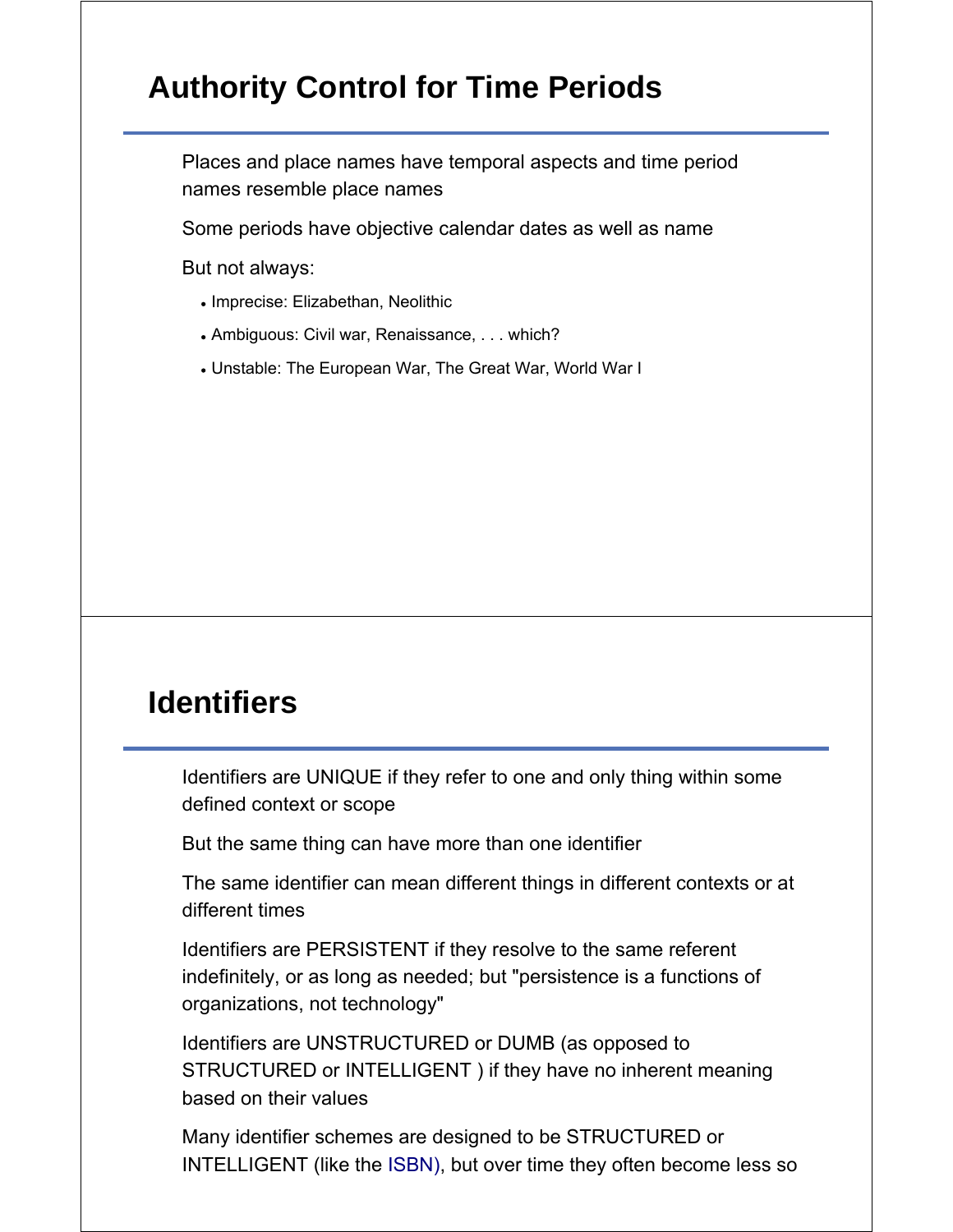## Authority Control for Time Periods

Places and place names have temporal aspects and time period names resemble place names

Some periods have objective calendar dates as well as name

But not always:

- Imprecise: Elizabethan, Neolithic
- Ambiguous: Civil war, Renaissance, . . . which?
- Unstable: The European War, The Great War, World War I

## Identifiers

Identifiers are UNIQUE if they refer to one and only thing within some defined context or scope

But the same thing can have more than one identifier

The same identifier can mean different things in different contexts or at different times

Identifiers are PERSISTENT if they resolve to the same referent indefinitely, or as long as needed; but "persistence is a functions of organizations, not technology"

Identifiers are UNSTRUCTURED or DUMB (as opposed to STRUCTURED or INTELLIGENT ) if they have no inherent meaning based on their values

Many identifier schemes are designed to be STRUCTURED or INTELLIGENT (like the ISBN), but over time they often become less so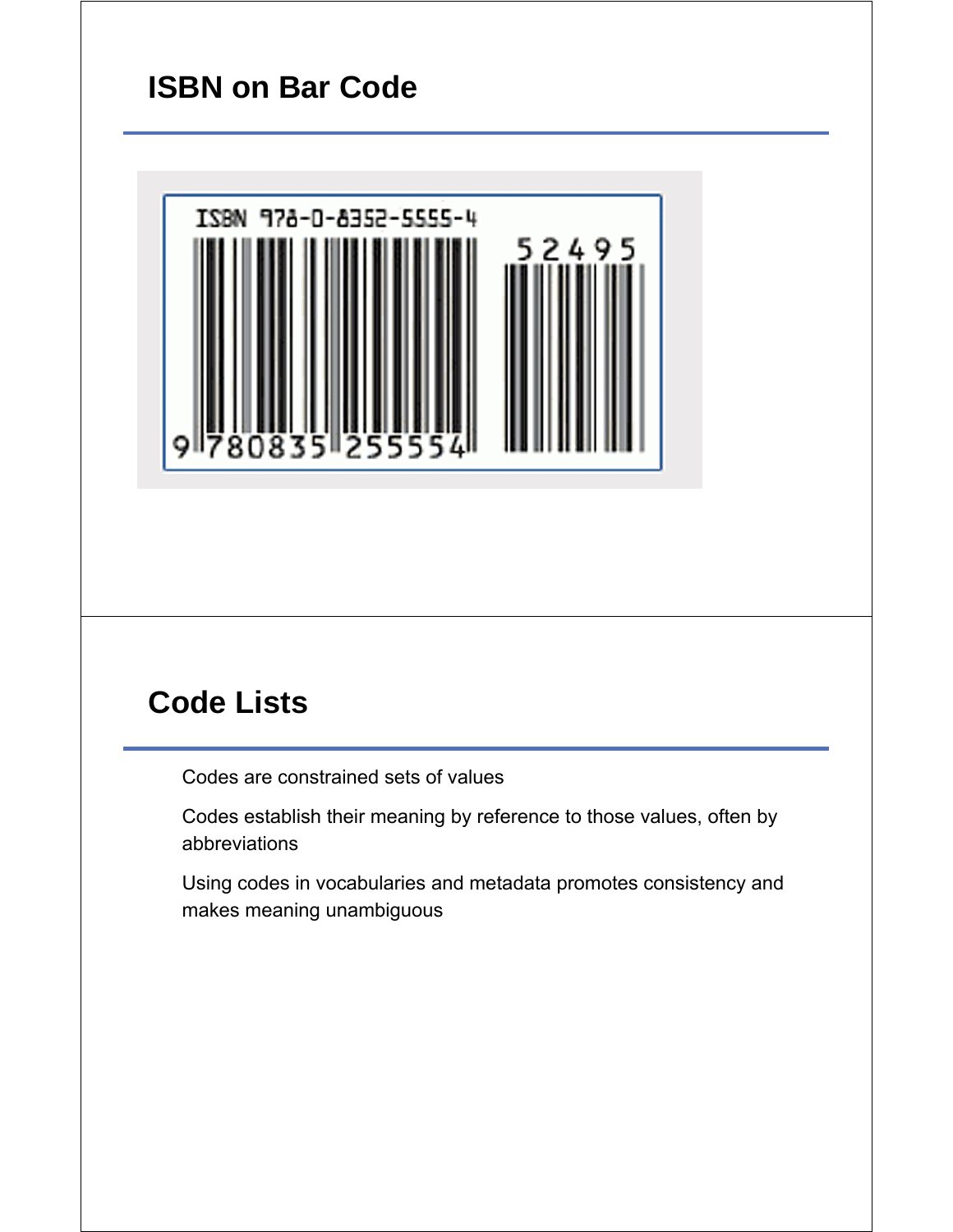## ISBN on Bar Code

ISBN 978-0-8352-5555-4

52495

9 780835 255554

## Code Lists

- Codes are constrained sets of values
- Codes establish their meaning by reference to those values, often by abbreviations
- Using codes in vocabularies and metadata promotes consistency and makes meaning unambiguous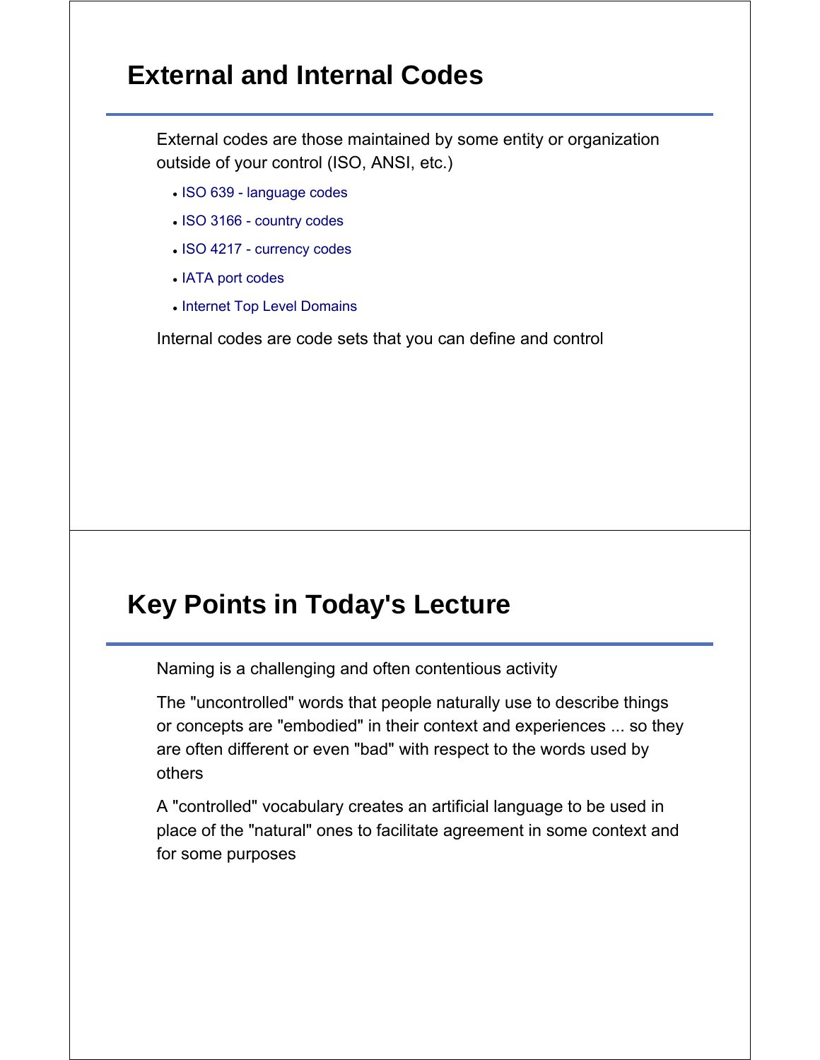## External and Internal Codes

External codes are those maintained by some entity or organization outside of your control (ISO, ANSI, etc.)

- ISO 639 - language codes
- ISO 3166 - country codes
- ISO 4217 - currency codes
- IATA port codes
- Internet Top Level Domains

Internal codes are code sets that you can define and control

## Key Points in Today's Lecture

Naming is a challenging and often contentious activity

The "uncontrolled" words that people naturally use to describe things or concepts are "embodied" in their context and experiences ... so they are often different or even "bad" with respect to the words used by others

A "controlled" vocabulary creates an artificial language to be used in place of the "natural" ones to facilitate agreement in some context and for some purposes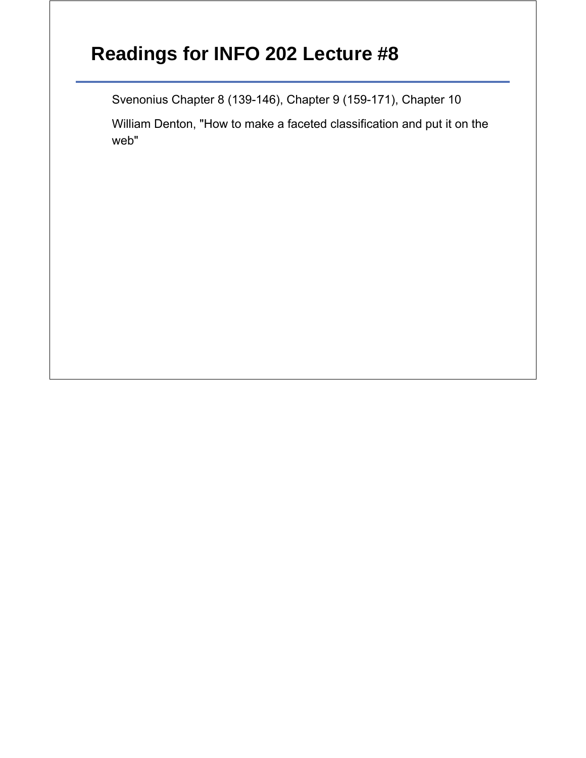# Readings for INFO 202 Lecture #8

Svenonius Chapter 8 (139-146), Chapter 9 (159-171), Chapter 10

William Denton, "How to make a faceted classification and put it on the web"